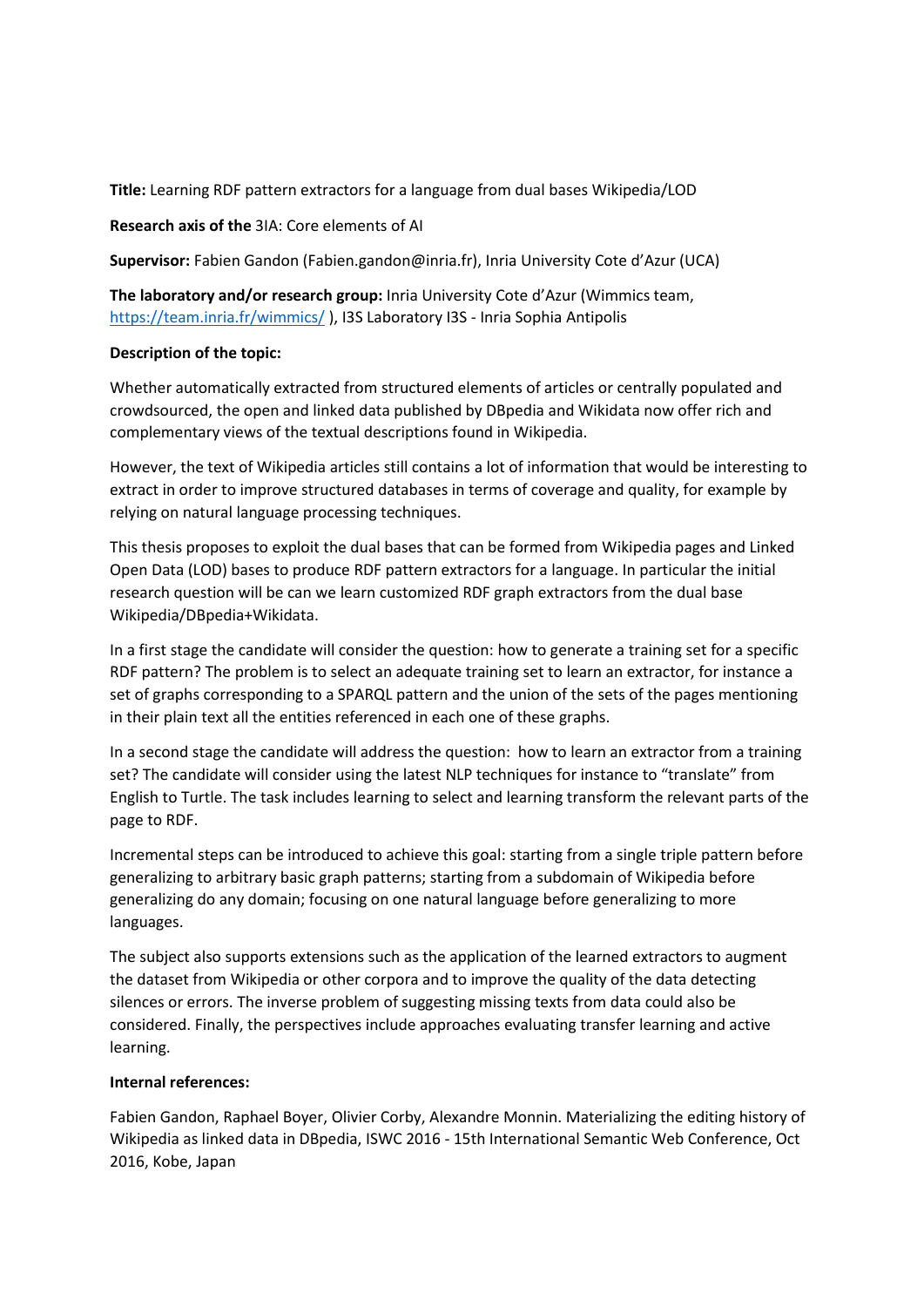**Title:** Learning RDF pattern extractors for a language from dual bases Wikipedia/LOD

**Research axis of the** 3IA: Core elements of AI

**Supervisor:** Fabien Gandon (Fabien.gandon@inria.fr), Inria University Cote d'Azur (UCA)

**The laboratory and/or research group:** Inria University Cote d'Azur (Wimmics team, https://team.inria.fr/wimmics/ ), I3S Laboratory I3S - Inria Sophia Antipolis

**Description of the topic:**

Whether automatically extracted from structured elements of articles or centrally populated and crowdsourced, the open and linked data published by DBpedia and Wikidata now offer rich and complementary views of the textual descriptions found in Wikipedia.

However, the text of Wikipedia articles still contains a lot of information that would be interesting to extract in order to improve structured databases in terms of coverage and quality, for example by relying on natural language processing techniques.

This thesis proposes to exploit the dual bases that can be formed from Wikipedia pages and Linked Open Data (LOD) bases to produce RDF pattern extractors for a language. In particular the initial research question will be can we learn customized RDF graph extractors from the dual base Wikipedia/DBpedia+Wikidata.

In a first stage the candidate will consider the question: how to generate a training set for a specific RDF pattern? The problem is to select an adequate training set to learn an extractor, for instance a set of graphs corresponding to a SPARQL pattern and the union of the sets of the pages mentioning in their plain text all the entities referenced in each one of these graphs.

In a second stage the candidate will address the question: how to learn an extractor from a training set? The candidate will consider using the latest NLP techniques for instance to "translate" from English to Turtle. The task includes learning to select and learning transform the relevant parts of the page to RDF.

Incremental steps can be introduced to achieve this goal: starting from a single triple pattern before generalizing to arbitrary basic graph patterns; starting from a subdomain of Wikipedia before generalizing do any domain; focusing on one natural language before generalizing to more languages.

The subject also supports extensions such as the application of the learned extractors to augment the dataset from Wikipedia or other corpora and to improve the quality of the data detecting silences or errors. The inverse problem of suggesting missing texts from data could also be considered. Finally, the perspectives include approaches evaluating transfer learning and active learning.

**Internal references:**

Fabien Gandon, Raphael Boyer, Olivier Corby, Alexandre Monnin. Materializing the editing history of Wikipedia as linked data in DBpedia, ISWC 2016 - 15th International Semantic Web Conference, Oct 2016, Kobe, Japan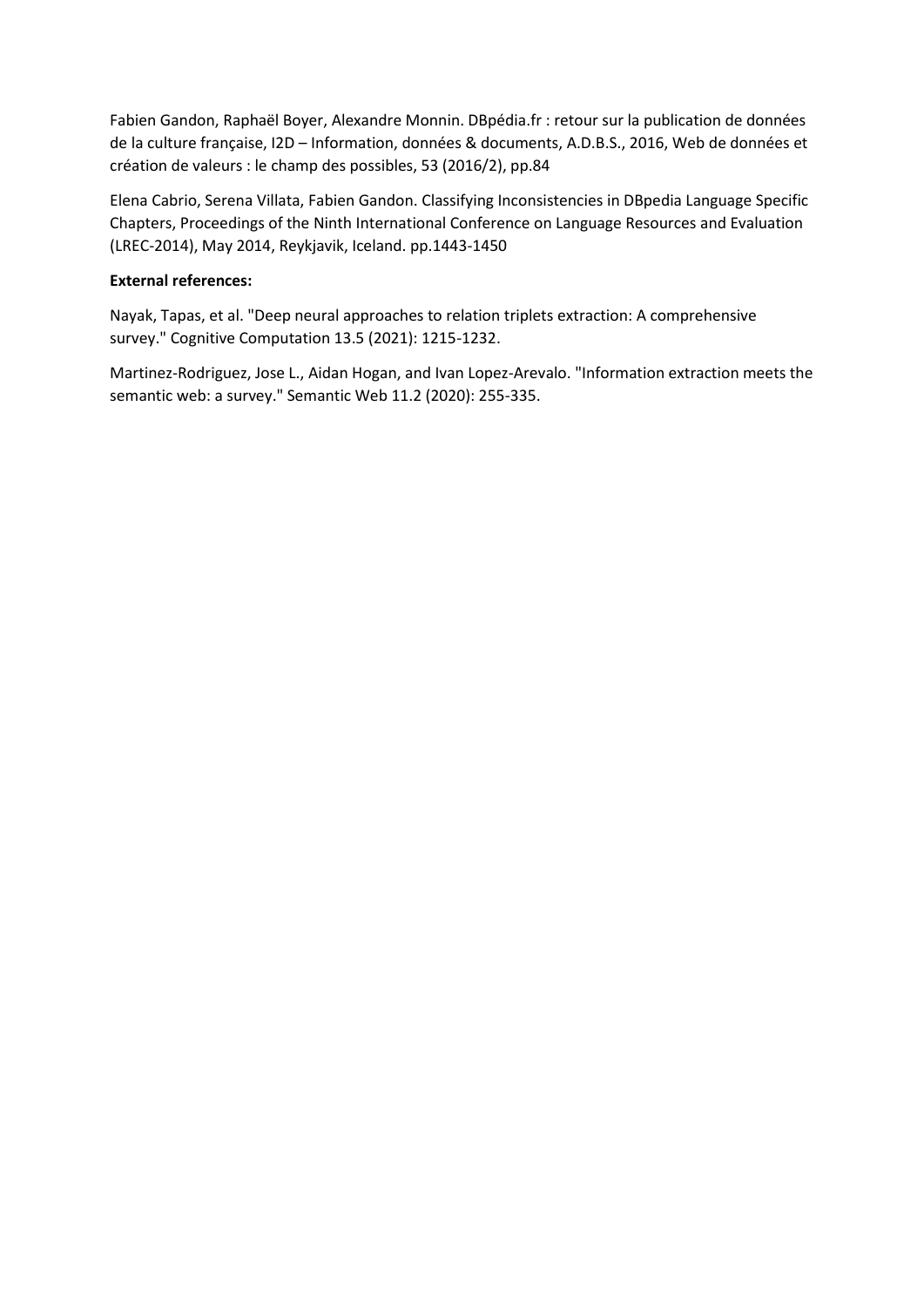Fabien Gandon, Raphaël Boyer, Alexandre Monnin. DBpédia.fr : retour sur la publication de données de la culture française, I2D – Information, données & documents, A.D.B.S., 2016, Web de données et création de valeurs : le champ des possibles, 53 (2016/2), pp.84

Elena Cabrio, Serena Villata, Fabien Gandon. Classifying Inconsistencies in DBpedia Language Specific Chapters, Proceedings of the Ninth International Conference on Language Resources and Evaluation (LREC-2014), May 2014, Reykjavik, Iceland. pp.1443-1450

**External references:**

Nayak, Tapas, et al. "Deep neural approaches to relation triplets extraction: A comprehensive survey." Cognitive Computation 13.5 (2021): 1215-1232.

Martinez-Rodriguez, Jose L., Aidan Hogan, and Ivan Lopez-Arevalo. "Information extraction meets the semantic web: a survey." Semantic Web 11.2 (2020): 255-335.